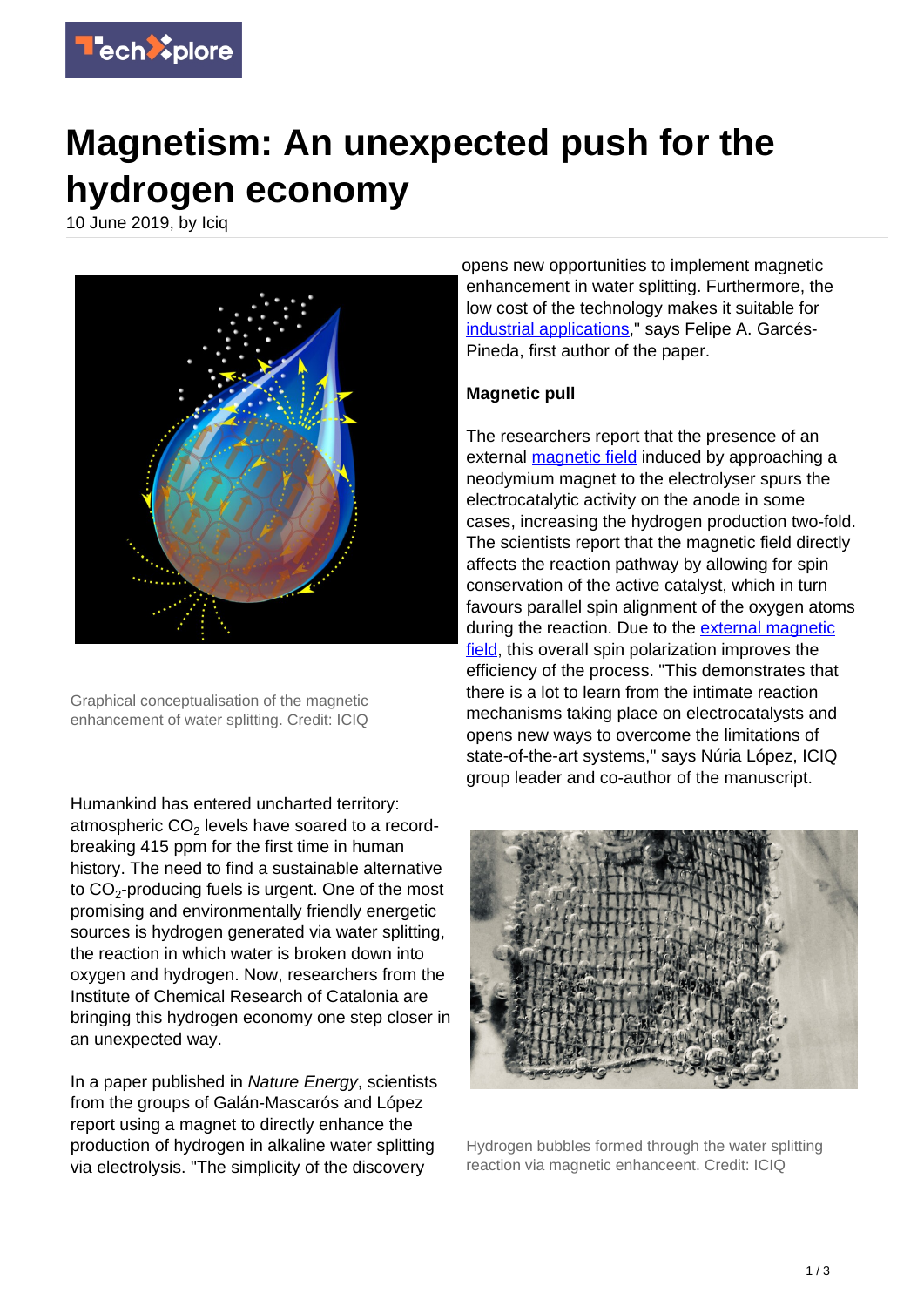# Magnetism: An unexpected push for the hydrogen economy

10 June 2019, by Iciq

Graphical conceptualisation of the magnetic enhancement of water splitting. Credit: ICIQ

Humankind has entered uncharted territory: atmospheric $CO_2$ levels have soared to a record-breaking 415 ppm for the first time in human history. The need to find a sustainable alternative to $CO_2$-producing fuels is urgent. One of the most promising and environmentally friendly energetic sources is hydrogen generated via water splitting, the reaction in which water is broken down into oxygen and hydrogen. Now, researchers from the Institute of Chemical Research of Catalonia are bringing this hydrogen economy one step closer in an unexpected way.

In a paper published in *Nature Energy*, scientists from the groups of Galán-Mascarós and López report using a magnet to directly enhance the production of hydrogen in alkaline water splitting via electrolysis. "The simplicity of the discovery opens new opportunities to implement magnetic enhancement in water splitting. Furthermore, the low cost of the technology makes it suitable for industrial applications," says Felipe A. Garcés-Pineda, first author of the paper.

**Magnetic pull**

The researchers report that the presence of an external magnetic field induced by approaching a neodymium magnet to the electrolyser spurs the electrocatalytic activity on the anode in some cases, increasing the hydrogen production two-fold. The scientists report that the magnetic field directly affects the reaction pathway by allowing for spin conservation of the active catalyst, which in turn favours parallel spin alignment of the oxygen atoms during the reaction. Due to the external magnetic field, this overall spin polarization improves the efficiency of the process. "This demonstrates that there is a lot to learn from the intimate reaction mechanisms taking place on electrocatalysts and opens new ways to overcome the limitations of state-of-the-art systems," says Núria López, ICIQ group leader and co-author of the manuscript.

Hydrogen bubbles formed through the water splitting reaction via magnetic enhanceent. Credit: ICIQ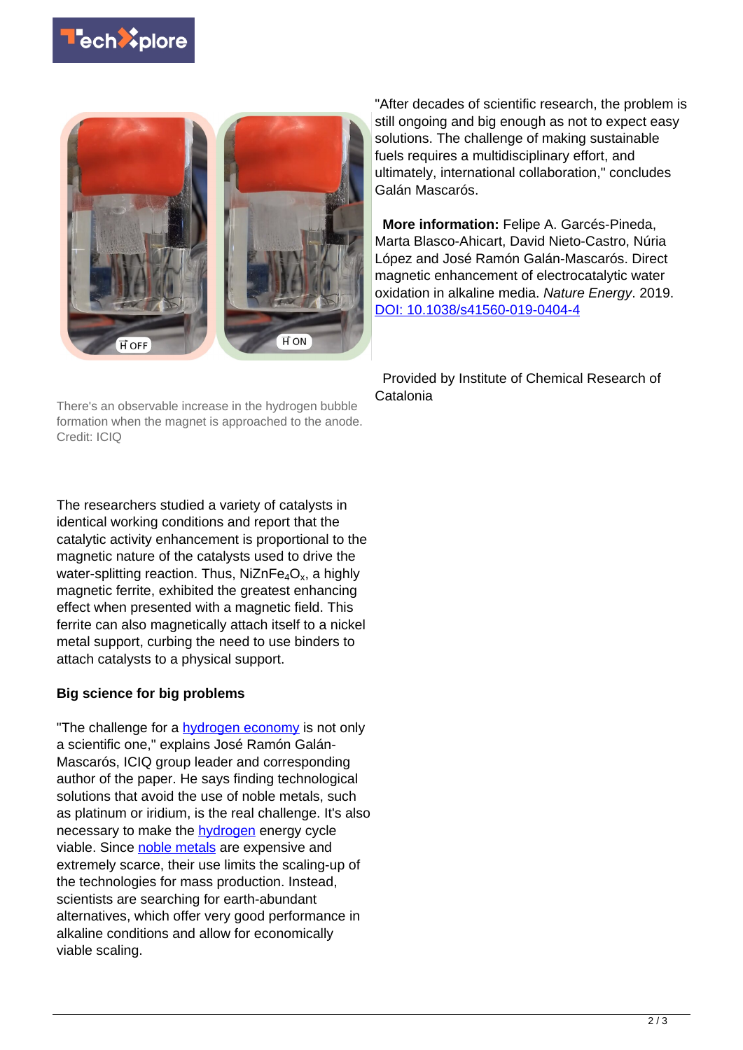There's an observable increase in the hydrogen bubble formation when the magnet is approached to the anode. Credit: ICIQ

The researchers studied a variety of catalysts in identical working conditions and report that the catalytic activity enhancement is proportional to the magnetic nature of the catalysts used to drive the water-splitting reaction. Thus, $NiZnFe_4O_x$, a highly magnetic ferrite, exhibited the greatest enhancing effect when presented with a magnetic field. This ferrite can also magnetically attach itself to a nickel metal support, curbing the need to use binders to attach catalysts to a physical support.

## Big science for big problems

"The challenge for a hydrogen economy is not only a scientific one," explains José Ramón Galán-Mascarós, ICIQ group leader and corresponding author of the paper. He says finding technological solutions that avoid the use of noble metals, such as platinum or iridium, is the real challenge. It's also necessary to make the hydrogen energy cycle viable. Since noble metals are expensive and extremely scarce, their use limits the scaling-up of the technologies for mass production. Instead, scientists are searching for earth-abundant alternatives, which offer very good performance in alkaline conditions and allow for economically viable scaling.

"After decades of scientific research, the problem is still ongoing and big enough as not to expect easy solutions. The challenge of making sustainable fuels requires a multidisciplinary effort, and ultimately, international collaboration," concludes Galán Mascarós.

**More information:** Felipe A. Garcés-Pineda, Marta Blasco-Ahicart, David Nieto-Castro, Núria López and José Ramón Galán-Mascarós. Direct magnetic enhancement of electrocatalytic water oxidation in alkaline media. *Nature Energy*. 2019. DOI: 10.1038/s41560-019-0404-4

Provided by Institute of Chemical Research of Catalonia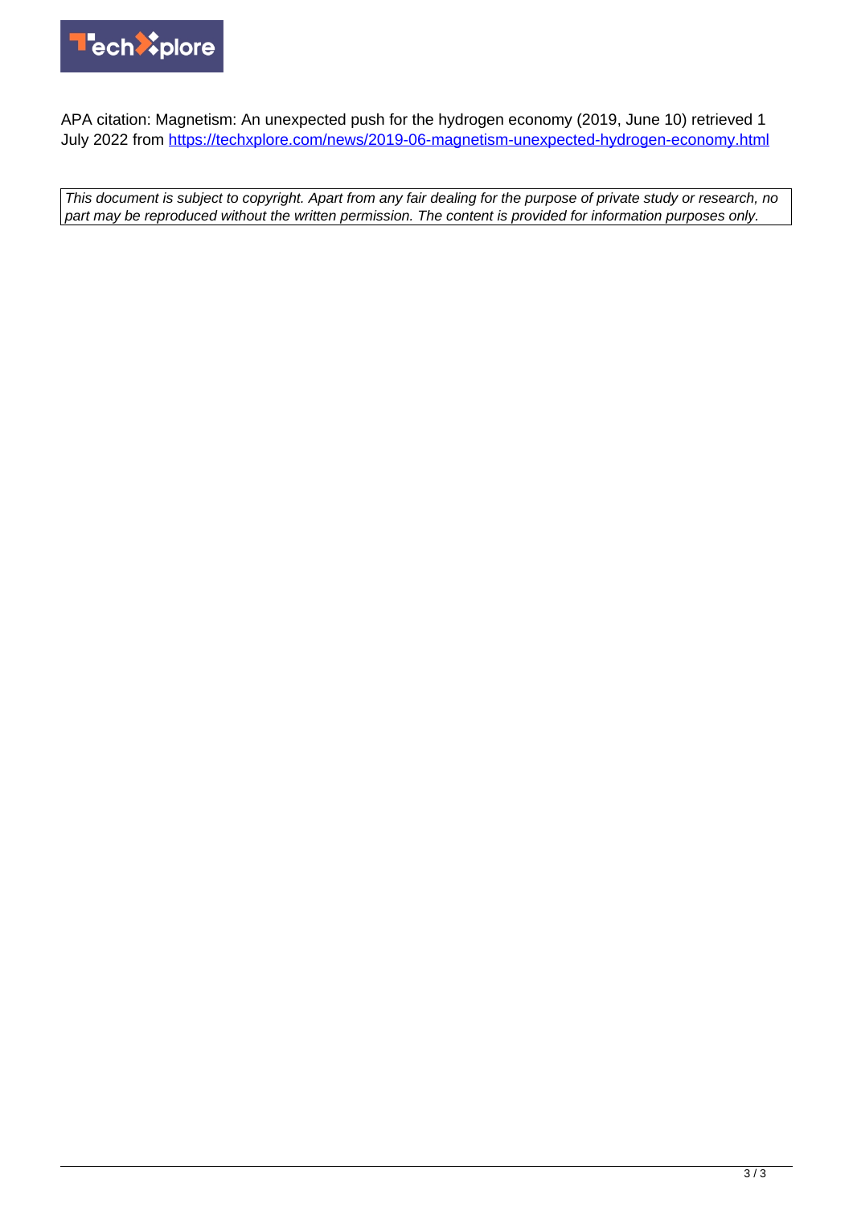APA citation: Magnetism: An unexpected push for the hydrogen economy (2019, June 10) retrieved 1 July 2022 from https://techxplore.com/news/2019-06-magnetism-unexpected-hydrogen-economy.html

*This document is subject to copyright. Apart from any fair dealing for the purpose of private study or research, no part may be reproduced without the written permission. The content is provided for information purposes only.*